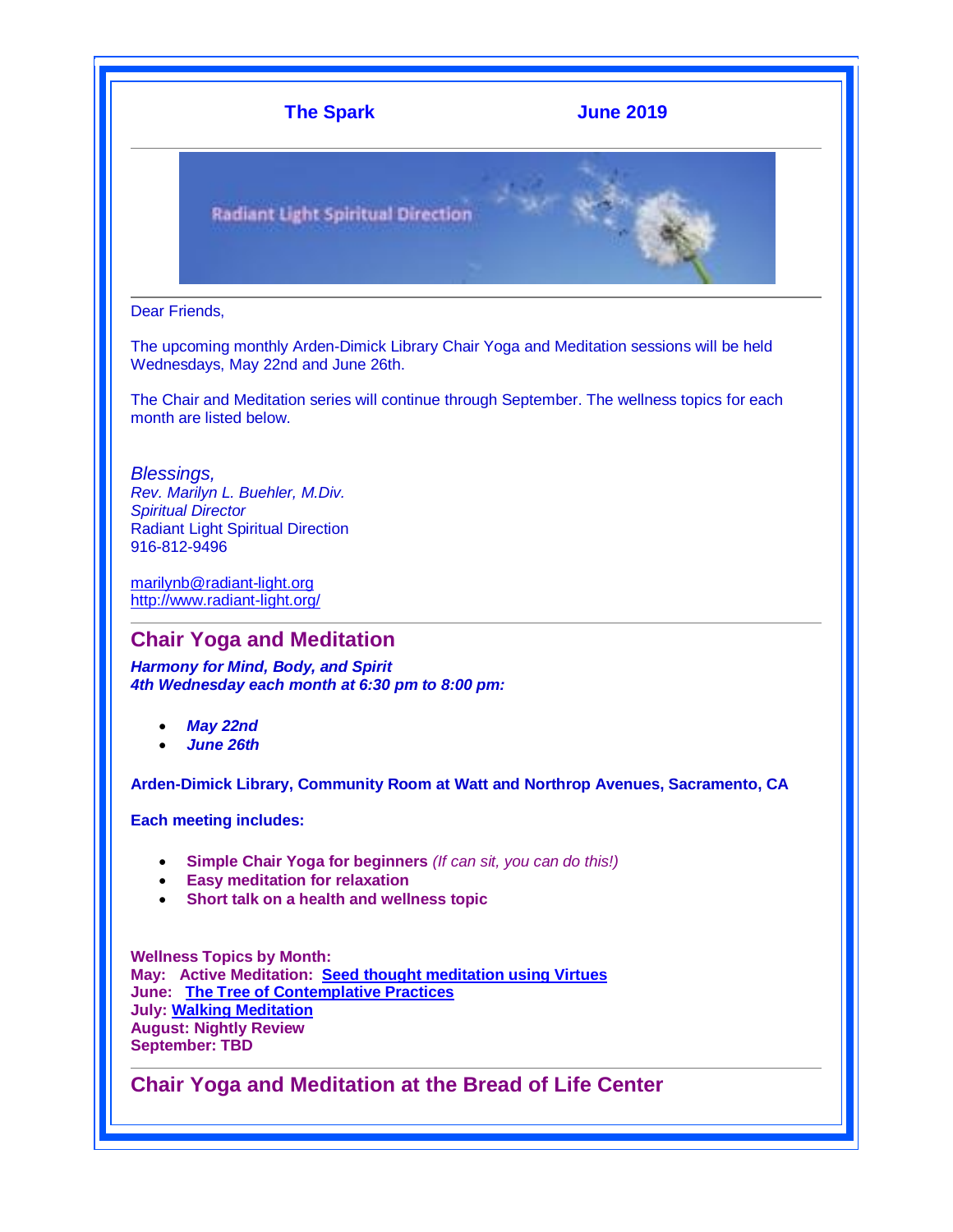**The Spark** **June 2019**

Dear Friends,

The upcoming monthly Arden-Dimick Library Chair Yoga and Meditation sessions will be held Wednesdays, May 22nd and June 26th.

The Chair and Meditation series will continue through September. The wellness topics for each month are listed below.

*Blessings,*
*Rev. Marilyn L. Buehler, M.Div.*
*Spiritual Director*
Radiant Light Spiritual Direction
916-812-9496

marilynb@radiant-light.org
http://www.radiant-light.org/

## Chair Yoga and Meditation

***Harmony for Mind, Body, and Spirit***
***4th Wednesday each month at 6:30 pm to 8:00 pm:***

- ***May 22nd***
- ***June 26th***

**Arden-Dimick Library, Community Room at Watt and Northrop Avenues, Sacramento, CA**

**Each meeting includes:**

- **Simple Chair Yoga for beginners** *(If can sit, you can do this!)*
- **Easy meditation for relaxation**
- **Short talk on a health and wellness topic**

**Wellness Topics by Month:**
**May: Active Meditation: Seed thought meditation using Virtues**
**June: The Tree of Contemplative Practices**
**July: Walking Meditation**
**August: Nightly Review**
**September: TBD**

## Chair Yoga and Meditation at the Bread of Life Center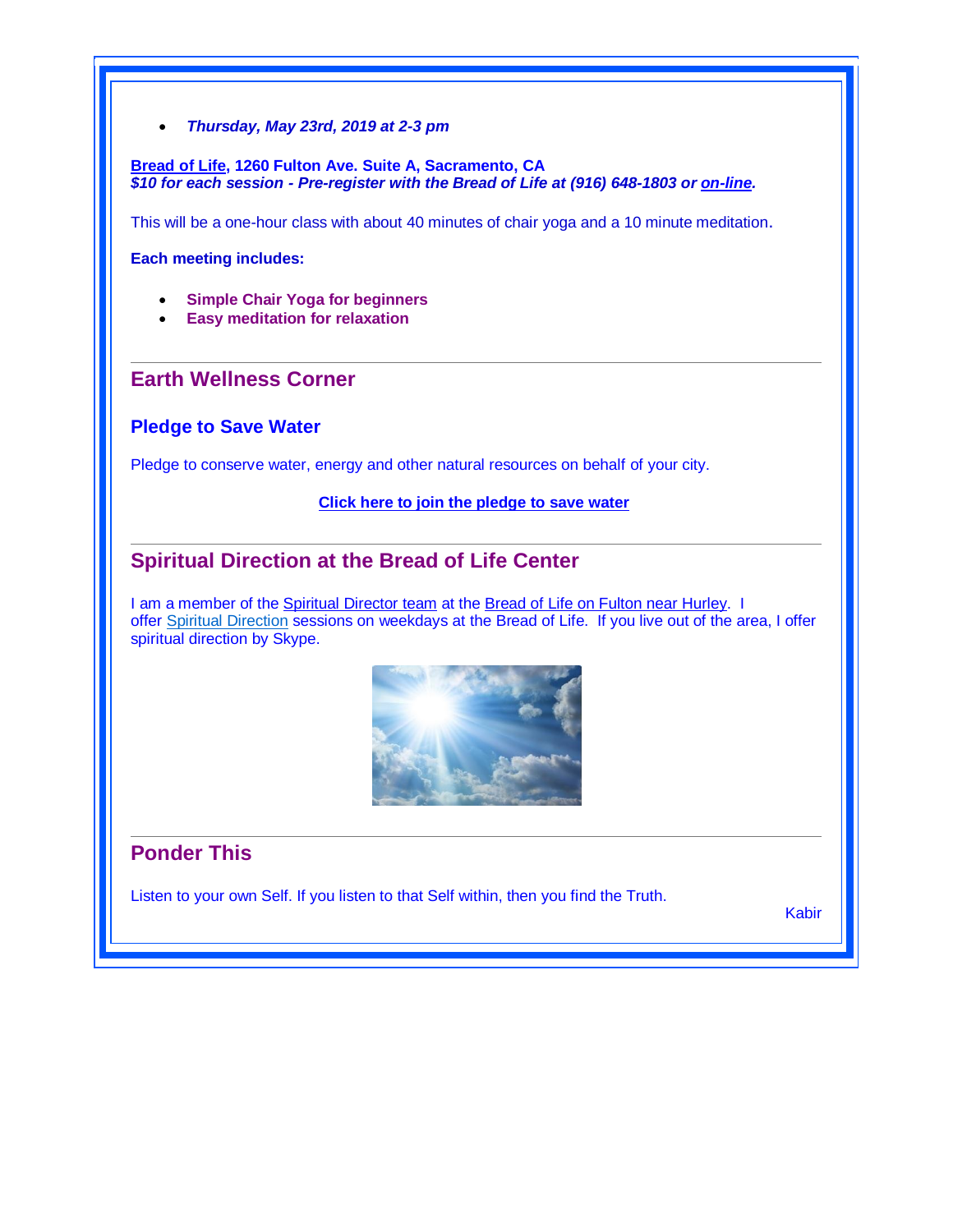- ***Thursday, May 23rd, 2019 at 2-3 pm***

**Bread of Life, 1260 Fulton Ave. Suite A, Sacramento, CA**
***$10 for each session - Pre-register with the Bread of Life at (916) 648-1803 or on-line.***

This will be a one-hour class with about 40 minutes of chair yoga and a 10 minute meditation.

**Each meeting includes:**

- **Simple Chair Yoga for beginners**
- **Easy meditation for relaxation**

---

## Earth Wellness Corner

### Pledge to Save Water

Pledge to conserve water, energy and other natural resources on behalf of your city.

**Click here to join the pledge to save water**

---

## Spiritual Direction at the Bread of Life Center

I am a member of the Spiritual Director team at the Bread of Life on Fulton near Hurley. I offer Spiritual Direction sessions on weekdays at the Bread of Life. If you live out of the area, I offer spiritual direction by Skype.

---

## Ponder This

Listen to your own Self. If you listen to that Self within, then you find the Truth.

Kabir